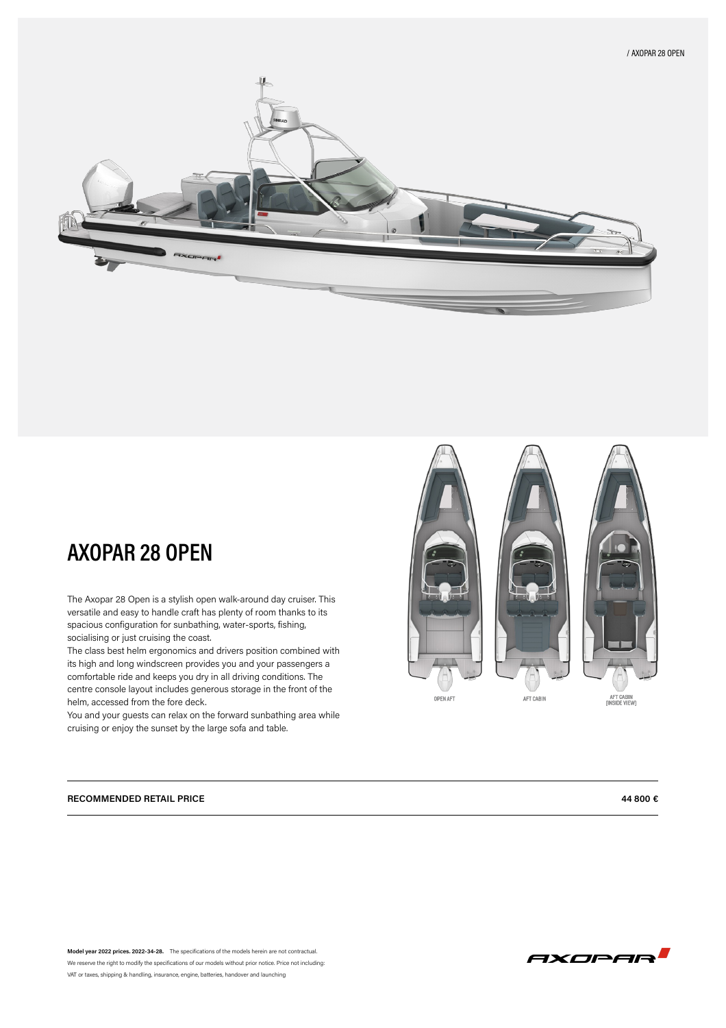# AXOPAR 28 OPEN

The Axopar 28 Open is a stylish open walk-around day cruiser. This versatile and easy to handle craft has plenty of room thanks to its spacious configuration for sunbathing, water-sports, fishing, socialising or just cruising the coast.

The class best helm ergonomics and drivers position combined with its high and long windscreen provides you and your passengers a comfortable ride and keeps you dry in all driving conditions. The centre console layout includes generous storage in the front of the helm, accessed from the fore deck.

You and your guests can relax on the forward sunbathing area while cruising or enjoy the sunset by the large sofa and table.

OPEN AFT | AFT CABIN | AFT CABIN (INSIDE VIEW)

| RECOMMENDED RETAIL PRICE | 44 800 € |
|---|---|

**Model year 2022 prices. 2022-34-28.** The specifications of the models herein are not contractual. We reserve the right to modify the specifications of our models without prior notice. Price not including: VAT or taxes, shipping & handling, insurance, engine, batteries, handover and launching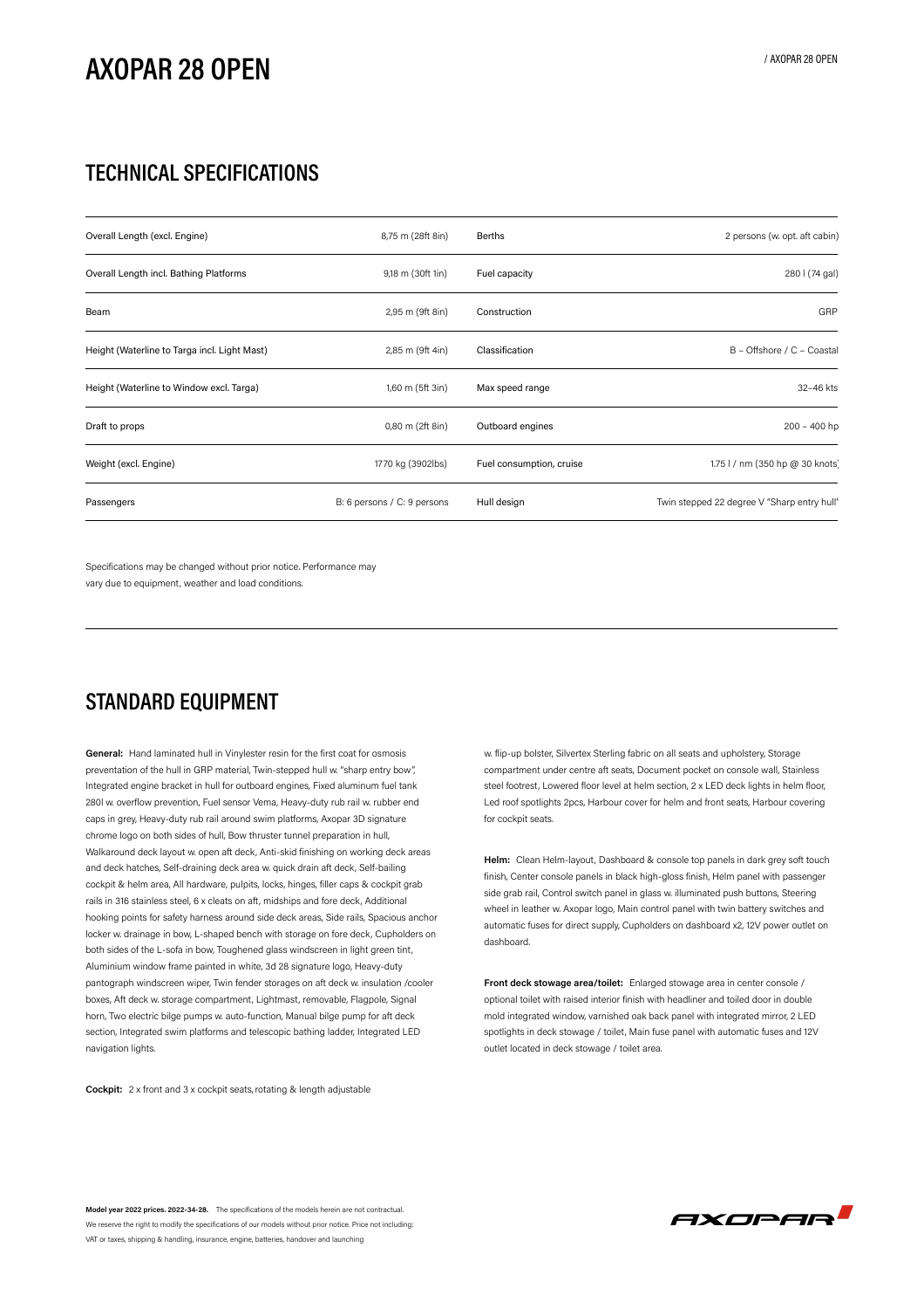# AXOPAR 28 OPEN

## TECHNICAL SPECIFICATIONS

| | | | |
|---|---|---|---|
| Overall Length (excl. Engine) | 8,75 m (28ft 8in) | Berths | 2 persons (w. opt. aft cabin) |
| Overall Length incl. Bathing Platforms | 9,18 m (30ft 1in) | Fuel capacity | 280 l (74 gal) |
| Beam | 2,95 m (9ft 8in) | Construction | GRP |
| Height (Waterline to Targa incl. Light Mast) | 2,85 m (9ft 4in) | Classification | B – Offshore / C – Coastal |
| Height (Waterline to Window excl. Targa) | 1,60 m (5ft 3in) | Max speed range | 32–46 kts |
| Draft to props | 0,80 m (2ft 8in) | Outboard engines | 200 – 400 hp |
| Weight (excl. Engine) | 1770 kg (3902lbs) | Fuel consumption, cruise | 1.75 l / nm (350 hp @ 30 knots) |
| Passengers | B: 6 persons / C: 9 persons | Hull design | Twin stepped 22 degree V "Sharp entry hull" |

Specifications may be changed without prior notice. Performance may vary due to equipment, weather and load conditions.

## STANDARD EQUIPMENT

**General:** Hand laminated hull in Vinylester resin for the first coat for osmosis preventation of the hull in GRP material, Twin-stepped hull w. "sharp entry bow", Integrated engine bracket in hull for outboard engines, Fixed aluminum fuel tank 280l w. overflow prevention, Fuel sensor Vema, Heavy-duty rub rail w. rubber end caps in grey, Heavy-duty rub rail around swim platforms, Axopar 3D signature chrome logo on both sides of hull, Bow thruster tunnel preparation in hull, Walkaround deck layout w. open aft deck, Anti-skid finishing on working deck areas and deck hatches, Self-draining deck area w. quick drain aft deck, Self-bailing cockpit & helm area, All hardware, pulpits, locks, hinges, filler caps & cockpit grab rails in 316 stainless steel, 6 x cleats on aft, midships and fore deck, Additional hooking points for safety harness around side deck areas, Side rails, Spacious anchor locker w. drainage in bow, L-shaped bench with storage on fore deck, Cupholders on both sides of the L-sofa in bow, Toughened glass windscreen in light green tint, Aluminium window frame painted in white, 3d 28 signature logo, Heavy-duty pantograph windscreen wiper, Twin fender storages on aft deck w. insulation /cooler boxes, Aft deck w. storage compartment, Lightmast, removable, Flagpole, Signal horn, Two electric bilge pumps w. auto-function, Manual bilge pump for aft deck section, Integrated swim platforms and telescopic bathing ladder, Integrated LED navigation lights.

**Cockpit:** 2 x front and 3 x cockpit seats, rotating & length adjustable w. flip-up bolster, Silvertex Sterling fabric on all seats and upholstery, Storage compartment under centre aft seats, Document pocket on console wall, Stainless steel footrest, Lowered floor level at helm section, 2 x LED deck lights in helm floor, Led roof spotlights 2pcs, Harbour cover for helm and front seats, Harbour covering for cockpit seats.

**Helm:** Clean Helm-layout, Dashboard & console top panels in dark grey soft touch finish, Center console panels in black high-gloss finish, Helm panel with passenger side grab rail, Control switch panel in glass w. illuminated push buttons, Steering wheel in leather w. Axopar logo, Main control panel with twin battery switches and automatic fuses for direct supply, Cupholders on dashboard x2, 12V power outlet on dashboard.

**Front deck stowage area/toilet:** Enlarged stowage area in center console / optional toilet with raised interior finish with headliner and toiled door in double mold integrated window, varnished oak back panel with integrated mirror, 2 LED spotlights in deck stowage / toilet, Main fuse panel with automatic fuses and 12V outlet located in deck stowage / toilet area.

**Model year 2022 prices. 2022-34-28.** The specifications of the models herein are not contractual. We reserve the right to modify the specifications of our models without prior notice. Price not including: VAT or taxes, shipping & handling, insurance, engine, batteries, handover and launching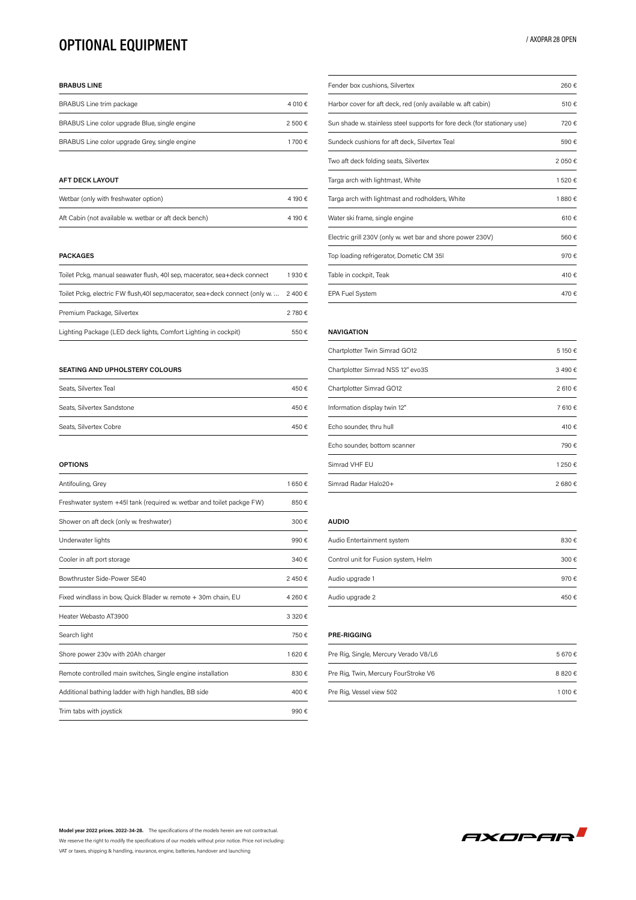# OPTIONAL EQUIPMENT

/ AXOPAR 28 OPEN

**BRABUS LINE**

| | |
|---|---|
| BRABUS Line trim package | 4 010 € |
| BRABUS Line color upgrade Blue, single engine | 2 500 € |
| BRABUS Line color upgrade Grey, single engine | 1 700 € |

**AFT DECK LAYOUT**

| | |
|---|---|
| Wetbar (only with freshwater option) | 4 190 € |
| Aft Cabin (not available w. wetbar or aft deck bench) | 4 190 € |

**PACKAGES**

| | |
|---|---|
| Toilet Pckg, manual seawater flush, 40l sep, macerator, sea+deck connect | 1 930 € |
| Toilet Pckg, electric FW flush,40l sep,macerator, sea+deck connect (only w. ... | 2 400 € |
| Premium Package, Silvertex | 2 780 € |
| Lighting Package (LED deck lights, Comfort Lighting in cockpit) | 550 € |

**SEATING AND UPHOLSTERY COLOURS**

| | |
|---|---|
| Seats, Silvertex Teal | 450 € |
| Seats, Silvertex Sandstone | 450 € |
| Seats, Silvertex Cobre | 450 € |

**OPTIONS**

| | |
|---|---|
| Antifouling, Grey | 1 650 € |
| Freshwater system +45l tank (required w. wetbar and toilet packge FW) | 850 € |
| Shower on aft deck (only w. freshwater) | 300 € |
| Underwater lights | 990 € |
| Cooler in aft port storage | 340 € |
| Bowthruster Side-Power SE40 | 2 450 € |
| Fixed windlass in bow, Quick Blader w. remote + 30m chain, EU | 4 260 € |
| Heater Webasto AT3900 | 3 320 € |
| Search light | 750 € |
| Shore power 230v with 20Ah charger | 1 620 € |
| Remote controlled main switches, Single engine installation | 830 € |
| Additional bathing ladder with high handles, BB side | 400 € |
| Trim tabs with joystick | 990 € |
| Fender box cushions, Silvertex | 260 € |
| Harbor cover for aft deck, red (only available w. aft cabin) | 510 € |
| Sun shade w. stainless steel supports for fore deck (for stationary use) | 720 € |
| Sundeck cushions for aft deck, Silvertex Teal | 590 € |
| Two aft deck folding seats, Silvertex | 2 050 € |
| Targa arch with lightmast, White | 1 520 € |
| Targa arch with lightmast and rodholders, White | 1 880 € |
| Water ski frame, single engine | 610 € |
| Electric grill 230V (only w. wet bar and shore power 230V) | 560 € |
| Top loading refrigerator, Dometic CM 35l | 970 € |
| Table in cockpit, Teak | 410 € |
| EPA Fuel System | 470 € |

**NAVIGATION**

| | |
|---|---|
| Chartplotter Twin Simrad GO12 | 5 150 € |
| Chartplotter Simrad NSS 12" evo3S | 3 490 € |
| Chartplotter Simrad GO12 | 2 610 € |
| Information display twin 12" | 7 610 € |
| Echo sounder, thru hull | 410 € |
| Echo sounder, bottom scanner | 790 € |
| Simrad VHF EU | 1 250 € |
| Simrad Radar Halo20+ | 2 680 € |

**AUDIO**

| | |
|---|---|
| Audio Entertainment system | 830 € |
| Control unit for Fusion system, Helm | 300 € |
| Audio upgrade 1 | 970 € |
| Audio upgrade 2 | 450 € |

**PRE-RIGGING**

| | |
|---|---|
| Pre Rig, Single, Mercury Verado V8/L6 | 5 670 € |
| Pre Rig, Twin, Mercury FourStroke V6 | 8 820 € |
| Pre Rig, Vessel view 502 | 1 010 € |

**Model year 2022 prices. 2022-34-28.** The specifications of the models herein are not contractual. We reserve the right to modify the specifications of our models without prior notice. Price not including: VAT or taxes, shipping & handling, insurance, engine, batteries, handover and launching

AXOPAR